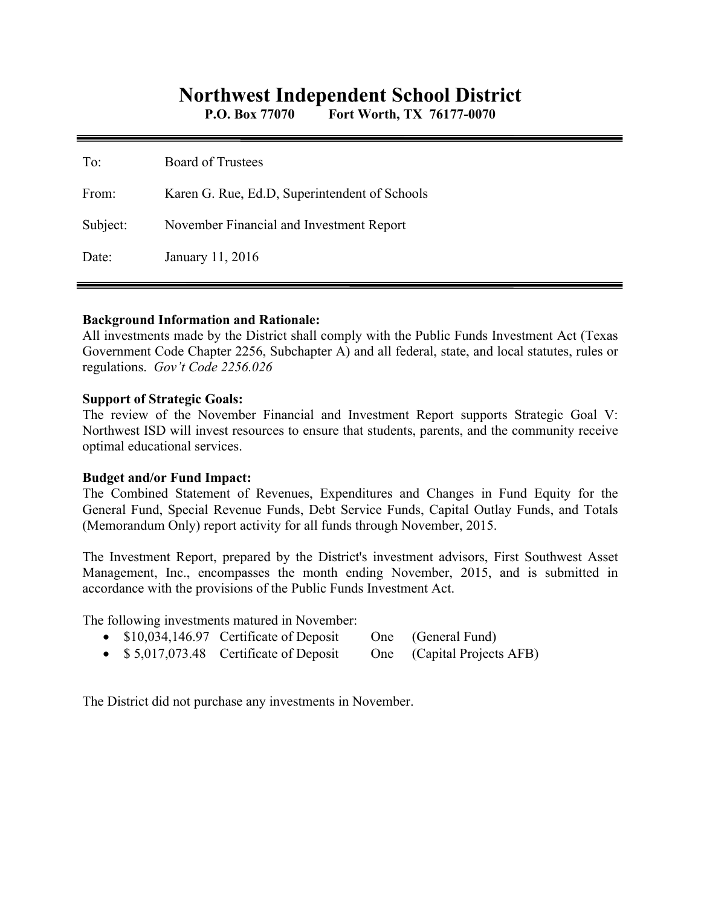# Northwest Independent School District

**P.O. Box 77070 Fort Worth, TX 76177-0070**

---

| | |
|---|---|
| To: | Board of Trustees |
| From: | Karen G. Rue, Ed.D, Superintendent of Schools |
| Subject: | November Financial and Investment Report |
| Date: | January 11, 2016 |

---

**Background Information and Rationale:**
All investments made by the District shall comply with the Public Funds Investment Act (Texas Government Code Chapter 2256, Subchapter A) and all federal, state, and local statutes, rules or regulations. *Gov't Code 2256.026*

**Support of Strategic Goals:**
The review of the November Financial and Investment Report supports Strategic Goal V: Northwest ISD will invest resources to ensure that students, parents, and the community receive optimal educational services.

**Budget and/or Fund Impact:**
The Combined Statement of Revenues, Expenditures and Changes in Fund Equity for the General Fund, Special Revenue Funds, Debt Service Funds, Capital Outlay Funds, and Totals (Memorandum Only) report activity for all funds through November, 2015.

The Investment Report, prepared by the District's investment advisors, First Southwest Asset Management, Inc., encompasses the month ending November, 2015, and is submitted in accordance with the provisions of the Public Funds Investment Act.

The following investments matured in November:

- $10,034,146.97 Certificate of Deposit One (General Fund)
- $ 5,017,073.48 Certificate of Deposit One (Capital Projects AFB)

The District did not purchase any investments in November.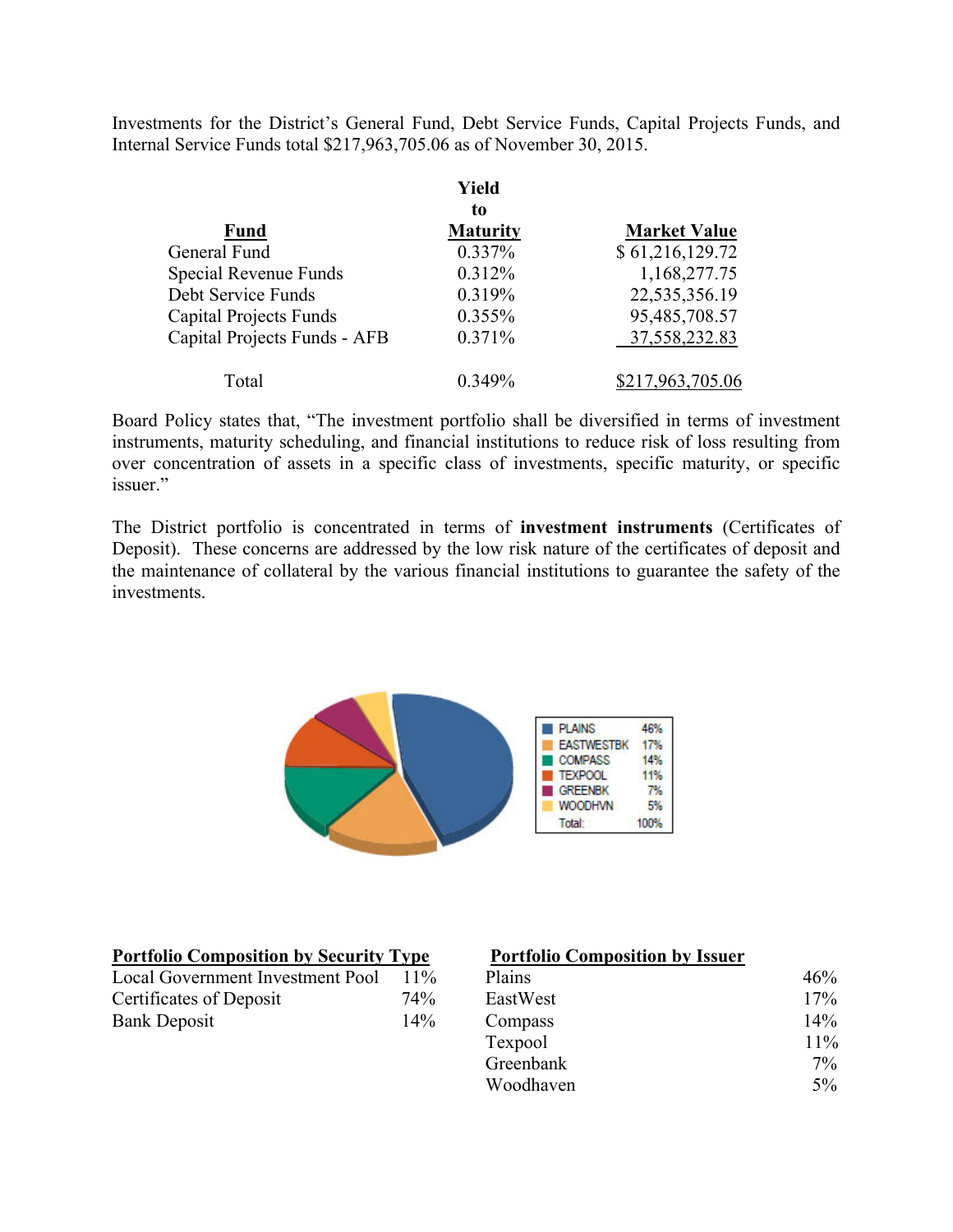Investments for the District's General Fund, Debt Service Funds, Capital Projects Funds, and Internal Service Funds total $217,963,705.06 as of November 30, 2015.

| Fund | Yield to Maturity | Market Value |
|---|---|---|
| General Fund | 0.337% | $ 61,216,129.72 |
| Special Revenue Funds | 0.312% | 1,168,277.75 |
| Debt Service Funds | 0.319% | 22,535,356.19 |
| Capital Projects Funds | 0.355% | 95,485,708.57 |
| Capital Projects Funds - AFB | 0.371% | 37,558,232.83 |
| Total | 0.349% | $217,963,705.06 |

Board Policy states that, "The investment portfolio shall be diversified in terms of investment instruments, maturity scheduling, and financial institutions to reduce risk of loss resulting from over concentration of assets in a specific class of investments, specific maturity, or specific issuer."

The District portfolio is concentrated in terms of **investment instruments** (Certificates of Deposit). These concerns are addressed by the low risk nature of the certificates of deposit and the maintenance of collateral by the various financial institutions to guarantee the safety of the investments.

| | |
|---|---|
| PLAINS | 46% |
| EASTWESTBK | 17% |
| COMPASS | 14% |
| TEXPOOL | 11% |
| GREENBK | 7% |
| WOODHVN | 5% |
| Total: | 100% |

**Portfolio Composition by Security Type**

| | |
|---|---|
| Local Government Investment Pool | 11% |
| Certificates of Deposit | 74% |
| Bank Deposit | 14% |

**Portfolio Composition by Issuer**

| | |
|---|---|
| Plains | 46% |
| EastWest | 17% |
| Compass | 14% |
| Texpool | 11% |
| Greenbank | 7% |
| Woodhaven | 5% |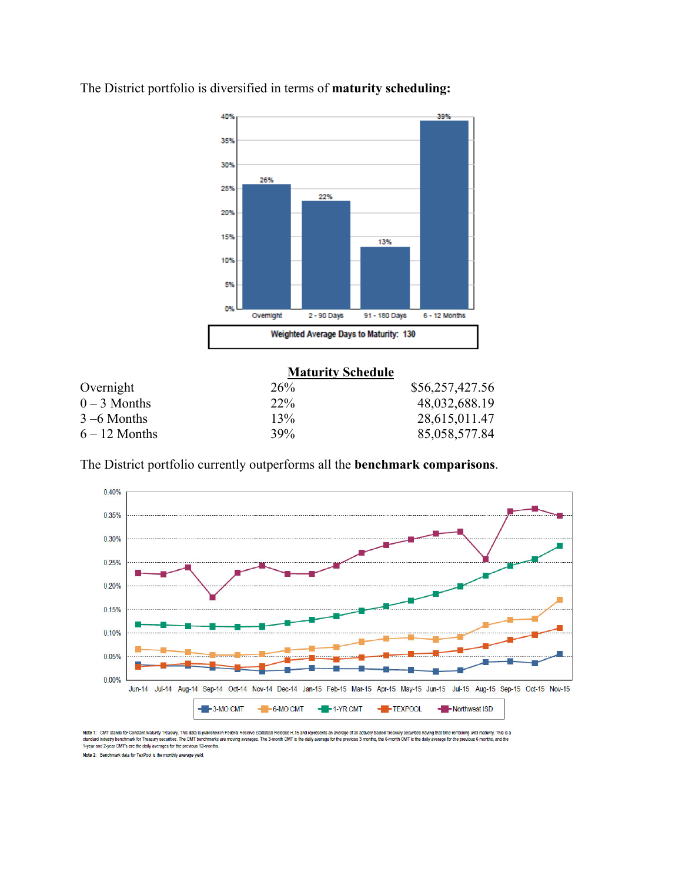The District portfolio is diversified in terms of **maturity scheduling:**

40%
35%
30%
25%
20%
15%
10%
5%
0%

26% 22% 13% 39%

Overnight | 2 - 90 Days | 91 - 180 Days | 6 - 12 Months

**Weighted Average Days to Maturity: 130**

**Maturity Schedule**

| | | |
|---|---|---|
| Overnight | 26% | $56,257,427.56 |
| 0 – 3 Months | 22% | 48,032,688.19 |
| 3 –6 Months | 13% | 28,615,011.47 |
| 6 – 12 Months | 39% | 85,058,577.84 |

The District portfolio currently outperforms all the **benchmark comparisons**.

0.40%
0.35%
0.30%
0.25%
0.20%
0.15%
0.10%
0.05%
0.00%

Jun-14 Jul-14 Aug-14 Sep-14 Oct-14 Nov-14 Dec-14 Jan-15 Feb-15 Mar-15 Apr-15 May-15 Jun-15 Jul-15 Aug-15 Sep-15 Oct-15 Nov-15

3-MO CMT | 6-MO CMT | 1-YR CMT | TEXPOOL | Northwest ISD

Note 1: CMT stands for Constant Maturity Treasury. This data is published in Federal Reserve Statistical Release H.15 and represents an average of all actively traded Treasury securities having that time remaining until maturity. This is a standard industry benchmark for Treasury securities. The CMT benchmarks are moving averages. The 3-month CMT is the daily average for the previous 3 months, the 6-month CMT is the daily average for the previous 6 months, and the 1-year and 2-year CMTs are the daily averages for the previous 12-months.

Note 2: Benchmark data for TexPool is the monthly average yield.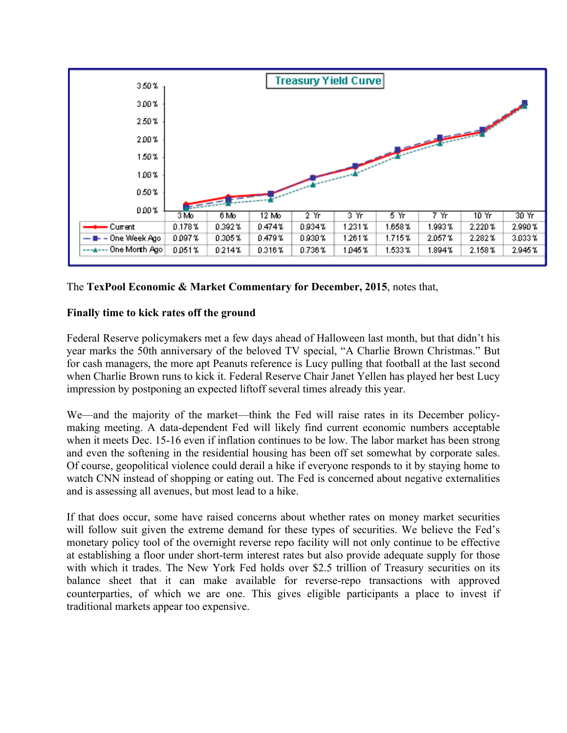**Treasury Yield Curve**

| | 3 Mo | 6 Mo | 12 Mo | 2 Yr | 3 Yr | 5 Yr | 7 Yr | 10 Yr | 30 Yr |
|---|---|---|---|---|---|---|---|---|---|
| Current | 0.178% | 0.392% | 0.474% | 0.934% | 1.231% | 1.658% | 1.993% | 2.220% | 2.990% |
| One Week Ago | 0.097% | 0.305% | 0.479% | 0.930% | 1.261% | 1.715% | 2.057% | 2.282% | 3.033% |
| One Month Ago | 0.051% | 0.214% | 0.316% | 0.736% | 1.045% | 1.533% | 1.894% | 2.158% | 2.945% |

The **TexPool Economic & Market Commentary for December, 2015**, notes that,

**Finally time to kick rates off the ground**

Federal Reserve policymakers met a few days ahead of Halloween last month, but that didn't his year marks the 50th anniversary of the beloved TV special, "A Charlie Brown Christmas." But for cash managers, the more apt Peanuts reference is Lucy pulling that football at the last second when Charlie Brown runs to kick it. Federal Reserve Chair Janet Yellen has played her best Lucy impression by postponing an expected liftoff several times already this year.

We—and the majority of the market—think the Fed will raise rates in its December policy-making meeting. A data-dependent Fed will likely find current economic numbers acceptable when it meets Dec. 15-16 even if inflation continues to be low. The labor market has been strong and even the softening in the residential housing has been off set somewhat by corporate sales. Of course, geopolitical violence could derail a hike if everyone responds to it by staying home to watch CNN instead of shopping or eating out. The Fed is concerned about negative externalities and is assessing all avenues, but most lead to a hike.

If that does occur, some have raised concerns about whether rates on money market securities will follow suit given the extreme demand for these types of securities. We believe the Fed's monetary policy tool of the overnight reverse repo facility will not only continue to be effective at establishing a floor under short-term interest rates but also provide adequate supply for those with which it trades. The New York Fed holds over $2.5 trillion of Treasury securities on its balance sheet that it can make available for reverse-repo transactions with approved counterparties, of which we are one. This gives eligible participants a place to invest if traditional markets appear too expensive.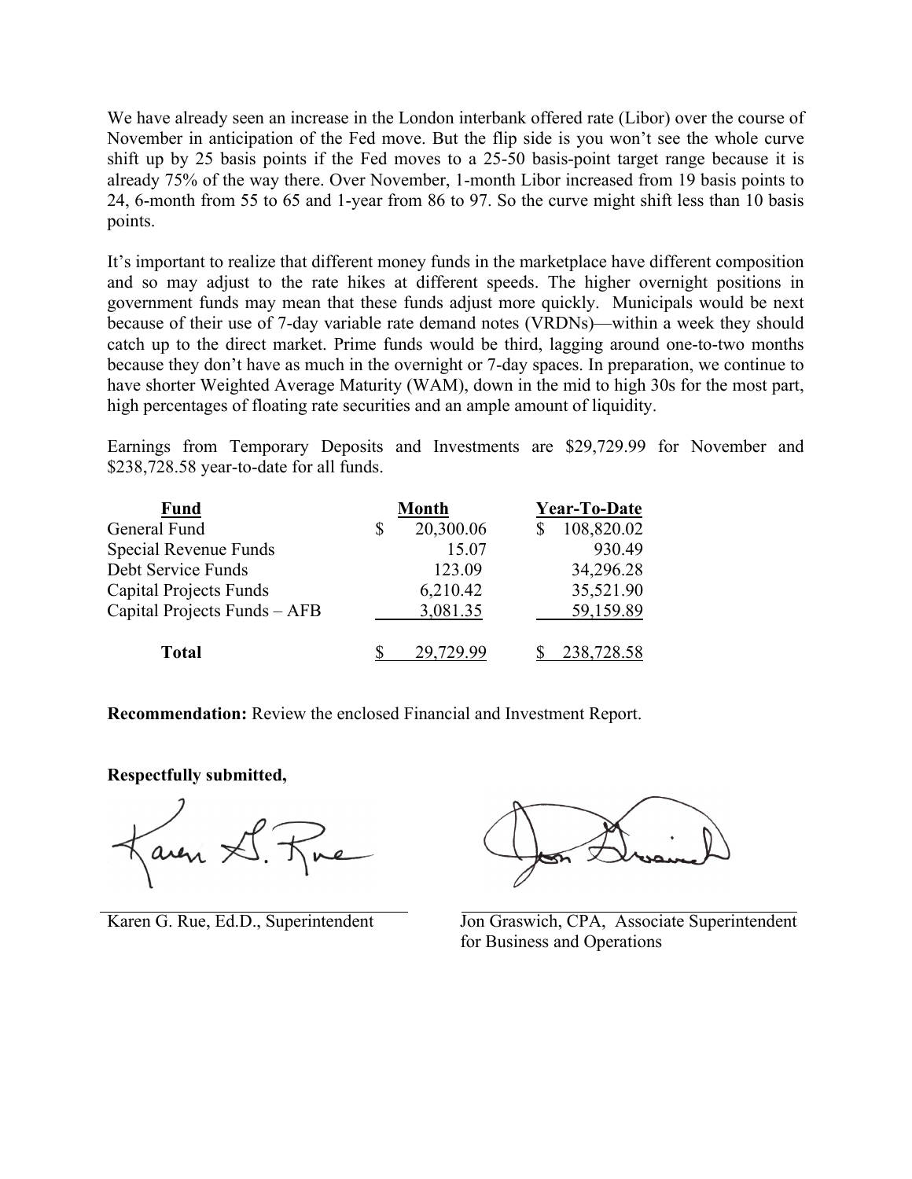We have already seen an increase in the London interbank offered rate (Libor) over the course of November in anticipation of the Fed move. But the flip side is you won't see the whole curve shift up by 25 basis points if the Fed moves to a 25-50 basis-point target range because it is already 75% of the way there. Over November, 1-month Libor increased from 19 basis points to 24, 6-month from 55 to 65 and 1-year from 86 to 97. So the curve might shift less than 10 basis points.

It's important to realize that different money funds in the marketplace have different composition and so may adjust to the rate hikes at different speeds. The higher overnight positions in government funds may mean that these funds adjust more quickly. Municipals would be next because of their use of 7-day variable rate demand notes (VRDNs)—within a week they should catch up to the direct market. Prime funds would be third, lagging around one-to-two months because they don't have as much in the overnight or 7-day spaces. In preparation, we continue to have shorter Weighted Average Maturity (WAM), down in the mid to high 30s for the most part, high percentages of floating rate securities and an ample amount of liquidity.

Earnings from Temporary Deposits and Investments are $29,729.99 for November and $238,728.58 year-to-date for all funds.

| Fund | Month | Year-To-Date |
|---|---|---|
| General Fund | $ 20,300.06 | $ 108,820.02 |
| Special Revenue Funds | 15.07 | 930.49 |
| Debt Service Funds | 123.09 | 34,296.28 |
| Capital Projects Funds | 6,210.42 | 35,521.90 |
| Capital Projects Funds – AFB | 3,081.35 | 59,159.89 |
| **Total** | $ 29,729.99 | $ 238,728.58 |

**Recommendation:** Review the enclosed Financial and Investment Report.

**Respectfully submitted,**

Karen G. Rue, Ed.D., Superintendent

Jon Graswich, CPA, Associate Superintendent for Business and Operations